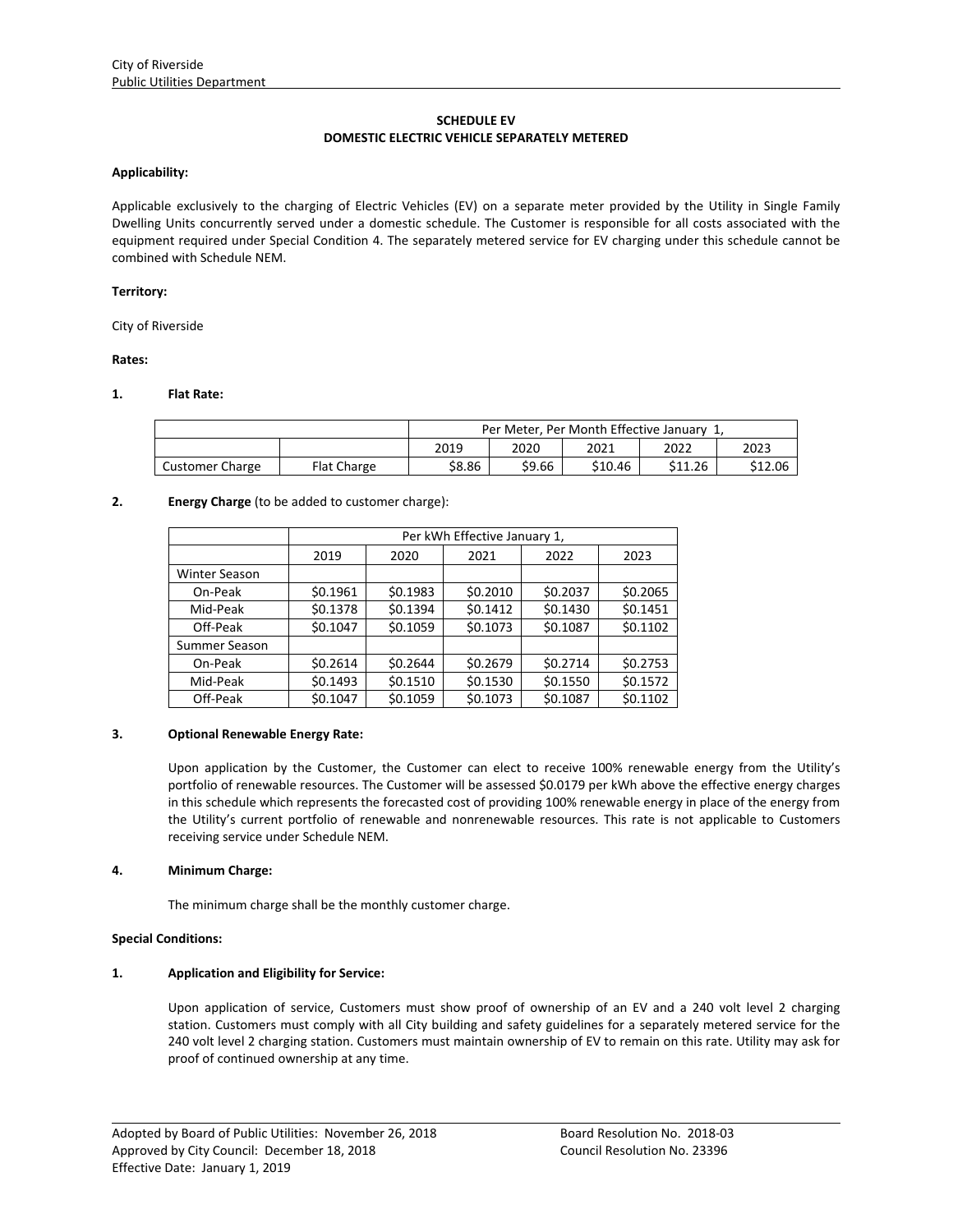City of Riverside
Public Utilities Department

## SCHEDULE EV
## DOMESTIC ELECTRIC VEHICLE SEPARATELY METERED

**Applicability:**

Applicable exclusively to the charging of Electric Vehicles (EV) on a separate meter provided by the Utility in Single Family Dwelling Units concurrently served under a domestic schedule. The Customer is responsible for all costs associated with the equipment required under Special Condition 4. The separately metered service for EV charging under this schedule cannot be combined with Schedule NEM.

**Territory:**

City of Riverside

**Rates:**

**1. Flat Rate:**

| | | Per Meter, Per Month Effective January 1, | | | | |
|---|---|---|---|---|---|---|
| | | 2019 | 2020 | 2021 | 2022 | 2023 |
| Customer Charge | Flat Charge | $8.86 | $9.66 | $10.46 | $11.26 | $12.06 |

**2. Energy Charge** (to be added to customer charge):

| | Per kWh Effective January 1, | | | | |
|---|---|---|---|---|---|
| | 2019 | 2020 | 2021 | 2022 | 2023 |
| Winter Season | | | | | |
| On-Peak | $0.1961 | $0.1983 | $0.2010 | $0.2037 | $0.2065 |
| Mid-Peak | $0.1378 | $0.1394 | $0.1412 | $0.1430 | $0.1451 |
| Off-Peak | $0.1047 | $0.1059 | $0.1073 | $0.1087 | $0.1102 |
| Summer Season | | | | | |
| On-Peak | $0.2614 | $0.2644 | $0.2679 | $0.2714 | $0.2753 |
| Mid-Peak | $0.1493 | $0.1510 | $0.1530 | $0.1550 | $0.1572 |
| Off-Peak | $0.1047 | $0.1059 | $0.1073 | $0.1087 | $0.1102 |

**3. Optional Renewable Energy Rate:**

Upon application by the Customer, the Customer can elect to receive 100% renewable energy from the Utility's portfolio of renewable resources. The Customer will be assessed $0.0179 per kWh above the effective energy charges in this schedule which represents the forecasted cost of providing 100% renewable energy in place of the energy from the Utility's current portfolio of renewable and nonrenewable resources. This rate is not applicable to Customers receiving service under Schedule NEM.

**4. Minimum Charge:**

The minimum charge shall be the monthly customer charge.

**Special Conditions:**

**1. Application and Eligibility for Service:**

Upon application of service, Customers must show proof of ownership of an EV and a 240 volt level 2 charging station. Customers must comply with all City building and safety guidelines for a separately metered service for the 240 volt level 2 charging station. Customers must maintain ownership of EV to remain on this rate. Utility may ask for proof of continued ownership at any time.

Adopted by Board of Public Utilities: November 26, 2018 — Board Resolution No. 2018-03
Approved by City Council: December 18, 2018 — Council Resolution No. 23396
Effective Date: January 1, 2019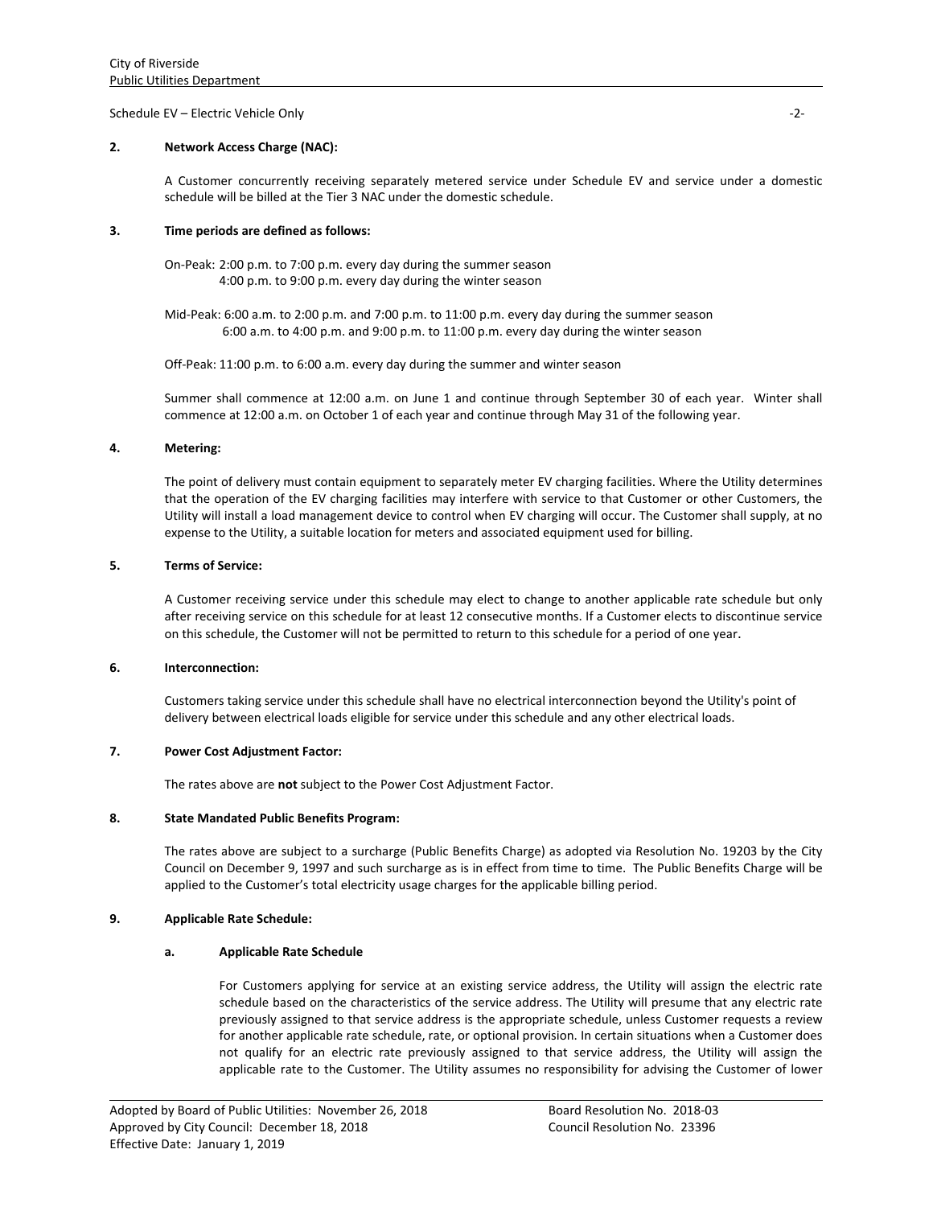**2. Network Access Charge (NAC):**

A Customer concurrently receiving separately metered service under Schedule EV and service under a domestic schedule will be billed at the Tier 3 NAC under the domestic schedule.

**3. Time periods are defined as follows:**

On-Peak: 2:00 p.m. to 7:00 p.m. every day during the summer season
4:00 p.m. to 9:00 p.m. every day during the winter season

Mid-Peak: 6:00 a.m. to 2:00 p.m. and 7:00 p.m. to 11:00 p.m. every day during the summer season
6:00 a.m. to 4:00 p.m. and 9:00 p.m. to 11:00 p.m. every day during the winter season

Off-Peak: 11:00 p.m. to 6:00 a.m. every day during the summer and winter season

Summer shall commence at 12:00 a.m. on June 1 and continue through September 30 of each year. Winter shall commence at 12:00 a.m. on October 1 of each year and continue through May 31 of the following year.

**4. Metering:**

The point of delivery must contain equipment to separately meter EV charging facilities. Where the Utility determines that the operation of the EV charging facilities may interfere with service to that Customer or other Customers, the Utility will install a load management device to control when EV charging will occur. The Customer shall supply, at no expense to the Utility, a suitable location for meters and associated equipment used for billing.

**5. Terms of Service:**

A Customer receiving service under this schedule may elect to change to another applicable rate schedule but only after receiving service on this schedule for at least 12 consecutive months. If a Customer elects to discontinue service on this schedule, the Customer will not be permitted to return to this schedule for a period of one year.

**6. Interconnection:**

Customers taking service under this schedule shall have no electrical interconnection beyond the Utility's point of delivery between electrical loads eligible for service under this schedule and any other electrical loads.

**7. Power Cost Adjustment Factor:**

The rates above are **not** subject to the Power Cost Adjustment Factor.

**8. State Mandated Public Benefits Program:**

The rates above are subject to a surcharge (Public Benefits Charge) as adopted via Resolution No. 19203 by the City Council on December 9, 1997 and such surcharge as is in effect from time to time. The Public Benefits Charge will be applied to the Customer's total electricity usage charges for the applicable billing period.

**9. Applicable Rate Schedule:**

**a. Applicable Rate Schedule**

For Customers applying for service at an existing service address, the Utility will assign the electric rate schedule based on the characteristics of the service address. The Utility will presume that any electric rate previously assigned to that service address is the appropriate schedule, unless Customer requests a review for another applicable rate schedule, rate, or optional provision. In certain situations when a Customer does not qualify for an electric rate previously assigned to that service address, the Utility will assign the applicable rate to the Customer. The Utility assumes no responsibility for advising the Customer of lower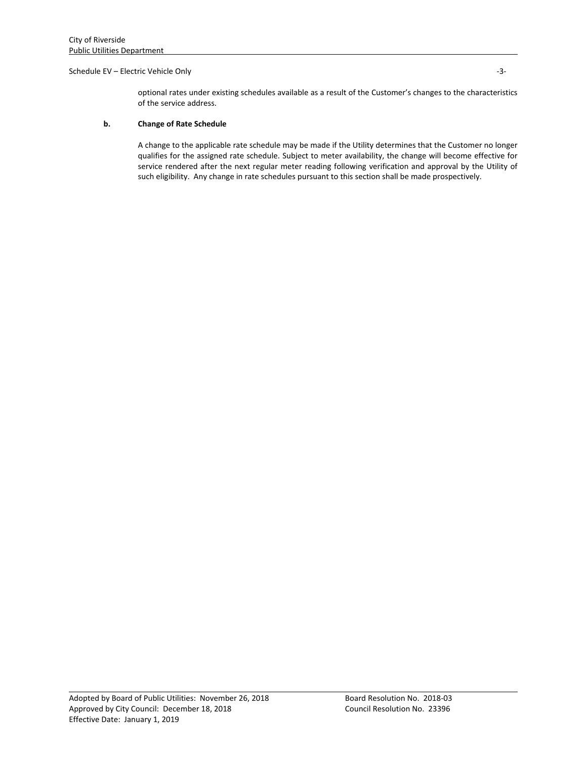optional rates under existing schedules available as a result of the Customer's changes to the characteristics of the service address.

**b. Change of Rate Schedule**

A change to the applicable rate schedule may be made if the Utility determines that the Customer no longer qualifies for the assigned rate schedule. Subject to meter availability, the change will become effective for service rendered after the next regular meter reading following verification and approval by the Utility of such eligibility. Any change in rate schedules pursuant to this section shall be made prospectively.

Adopted by Board of Public Utilities: November 26, 2018 Board Resolution No. 2018-03
Approved by City Council: December 18, 2018 Council Resolution No. 23396
Effective Date: January 1, 2019